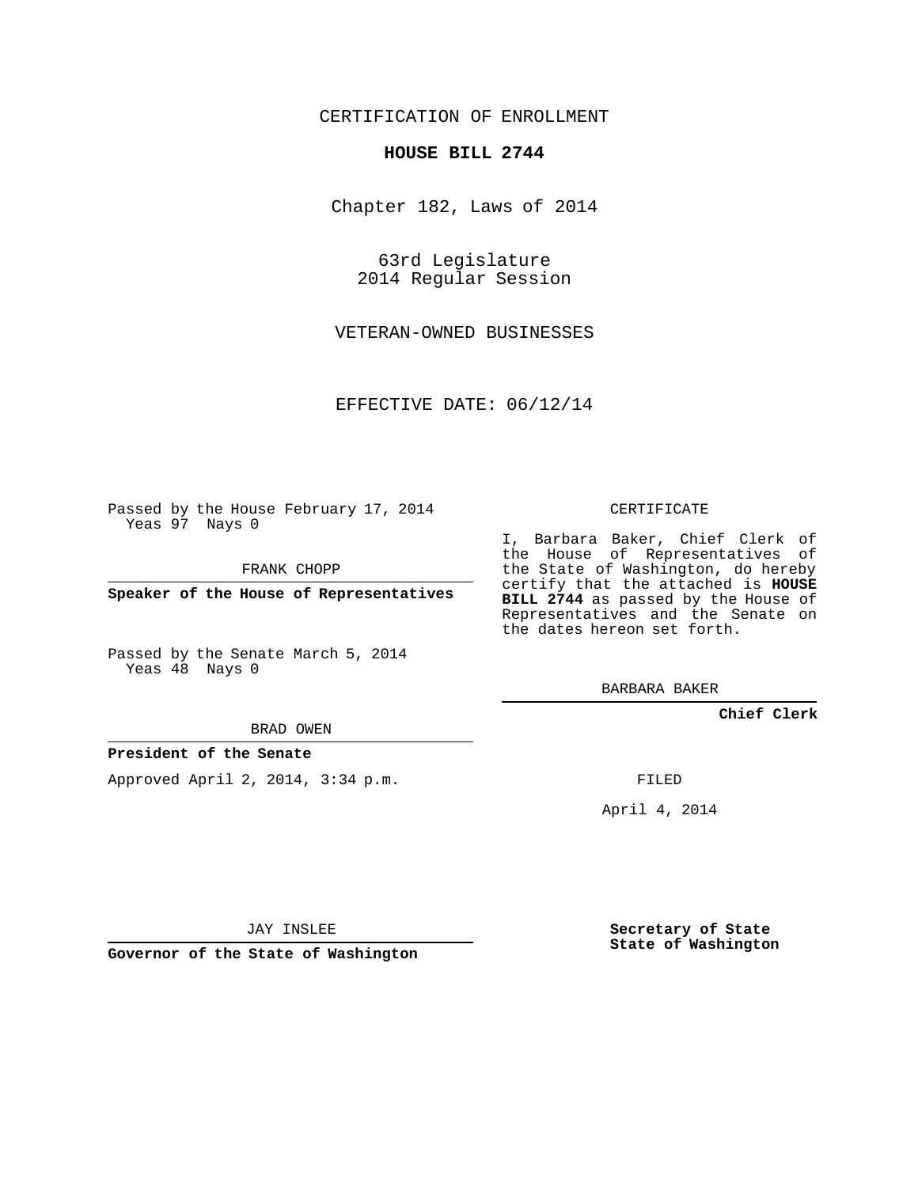CERTIFICATION OF ENROLLMENT

**HOUSE BILL 2744**

Chapter 182, Laws of 2014

63rd Legislature
2014 Regular Session

VETERAN-OWNED BUSINESSES

EFFECTIVE DATE: 06/12/14

Passed by the House February 17, 2014
Yeas 97 Nays 0

FRANK CHOPP

**Speaker of the House of Representatives**

Passed by the Senate March 5, 2014
Yeas 48 Nays 0

BRAD OWEN

**President of the Senate**

Approved April 2, 2014, 3:34 p.m.

JAY INSLEE

**Governor of the State of Washington**

CERTIFICATE

I, Barbara Baker, Chief Clerk of the House of Representatives of the State of Washington, do hereby certify that the attached is **HOUSE BILL 2744** as passed by the House of Representatives and the Senate on the dates hereon set forth.

BARBARA BAKER

**Chief Clerk**

FILED

April 4, 2014

**Secretary of State**
**State of Washington**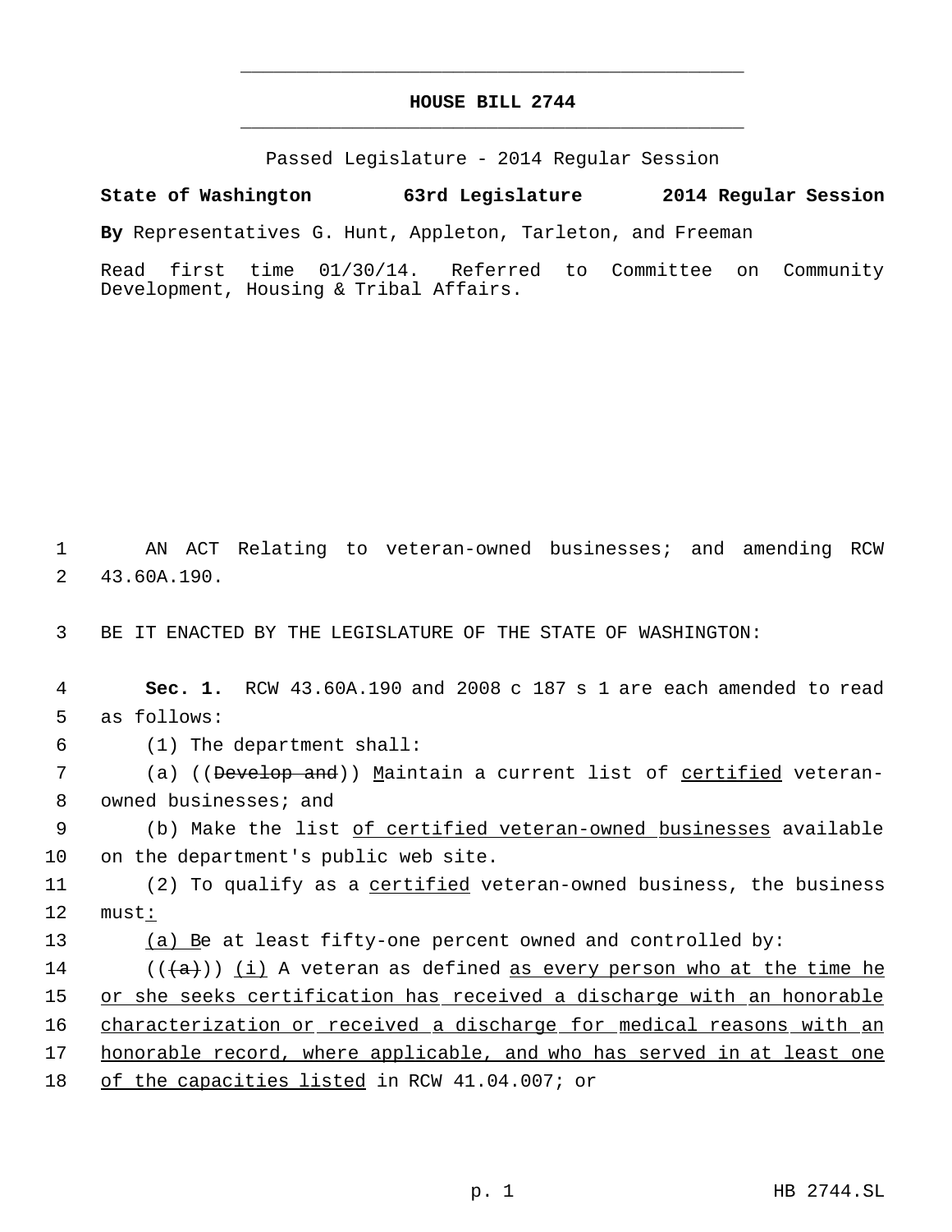# HOUSE BILL 2744

Passed Legislature - 2014 Regular Session

**State of Washington 63rd Legislature 2014 Regular Session**

**By** Representatives G. Hunt, Appleton, Tarleton, and Freeman

Read first time 01/30/14. Referred to Committee on Community Development, Housing & Tribal Affairs.

1 AN ACT Relating to veteran-owned businesses; and amending RCW
2 43.60A.190.

3 BE IT ENACTED BY THE LEGISLATURE OF THE STATE OF WASHINGTON:

4 **Sec. 1.** RCW 43.60A.190 and 2008 c 187 s 1 are each amended to read
5 as follows:

6 (1) The department shall:

7 (a) ((~~Develop and~~)) <u>M</u>aintain a current list of <u>certified</u> veteran-
8 owned businesses; and

9 (b) Make the list <u>of certified veteran-owned businesses</u> available
10 on the department's public web site.

11 (2) To qualify as a <u>certified</u> veteran-owned business, the business
12 must<u>:</u>

13 <u>(a) B</u>e at least fifty-one percent owned and controlled by:

14 ((~~(a)~~)) <u>(i)</u> A veteran as defined <u>as every person who at the time he</u>
15 <u>or she seeks certification has received a discharge with an honorable</u>
16 <u>characterization or received a discharge for medical reasons with an</u>
17 <u>honorable record, where applicable, and who has served in at least one</u>
18 <u>of the capacities listed</u> in RCW 41.04.007; or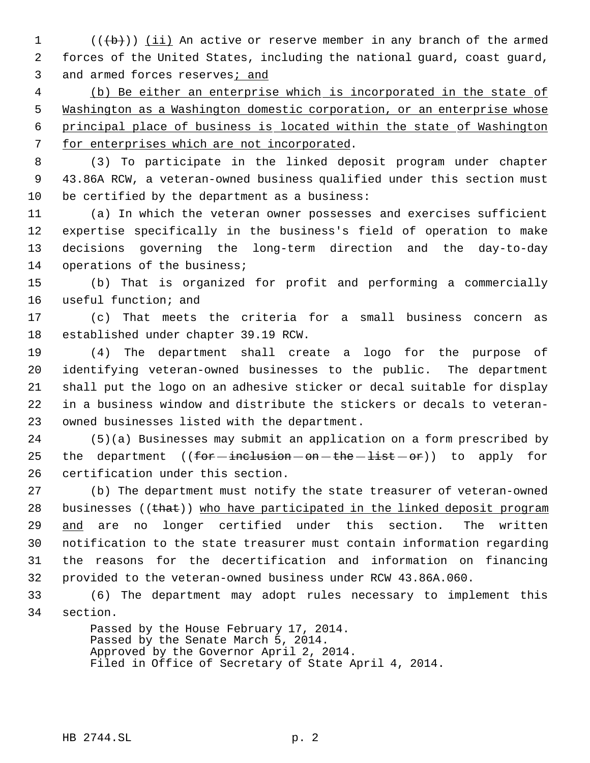((~~(b)~~)) <u>(ii)</u> An active or reserve member in any branch of the armed forces of the United States, including the national guard, coast guard, and armed forces reserves<u>; and</u>

<u>(b) Be either an enterprise which is incorporated in the state of Washington as a Washington domestic corporation, or an enterprise whose principal place of business is located within the state of Washington for enterprises which are not incorporated</u>.

(3) To participate in the linked deposit program under chapter 43.86A RCW, a veteran-owned business qualified under this section must be certified by the department as a business:

(a) In which the veteran owner possesses and exercises sufficient expertise specifically in the business's field of operation to make decisions governing the long-term direction and the day-to-day operations of the business;

(b) That is organized for profit and performing a commercially useful function; and

(c) That meets the criteria for a small business concern as established under chapter 39.19 RCW.

(4) The department shall create a logo for the purpose of identifying veteran-owned businesses to the public. The department shall put the logo on an adhesive sticker or decal suitable for display in a business window and distribute the stickers or decals to veteran-owned businesses listed with the department.

(5)(a) Businesses may submit an application on a form prescribed by the department ((~~for inclusion on the list or~~)) to apply for certification under this section.

(b) The department must notify the state treasurer of veteran-owned businesses ((~~that~~)) <u>who have participated in the linked deposit program and</u> are no longer certified under this section. The written notification to the state treasurer must contain information regarding the reasons for the decertification and information on financing provided to the veteran-owned business under RCW 43.86A.060.

(6) The department may adopt rules necessary to implement this section.

Passed by the House February 17, 2014.
Passed by the Senate March 5, 2014.
Approved by the Governor April 2, 2014.
Filed in Office of Secretary of State April 4, 2014.